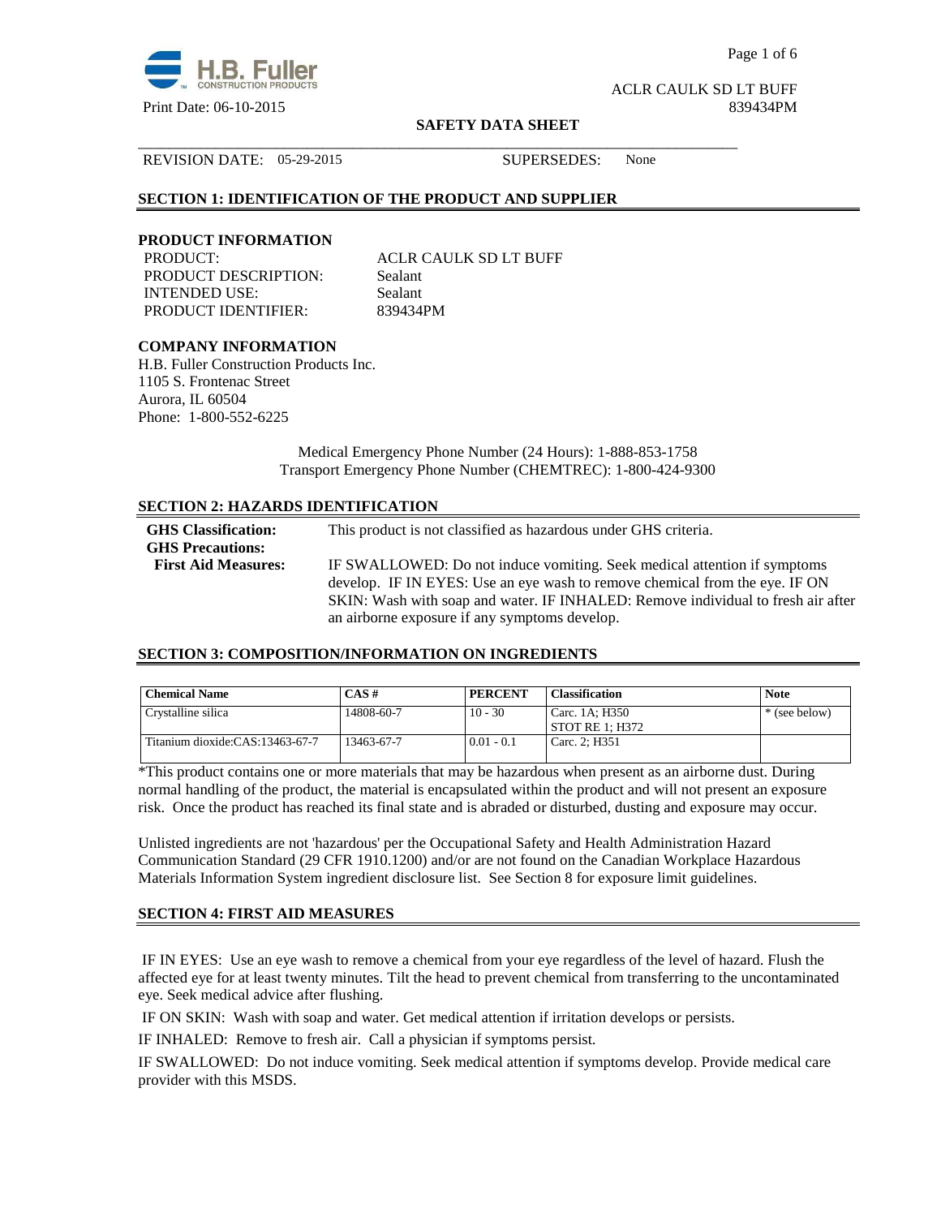H.B. Fuller CONSTRUCTION PRODUCTS

Print Date: 06-10-2015

ACLR CAULK SD LT BUFF
839434PM

**SAFETY DATA SHEET**

REVISION DATE: 05-29-2015 SUPERSEDES: None

## SECTION 1: IDENTIFICATION OF THE PRODUCT AND SUPPLIER

### PRODUCT INFORMATION

PRODUCT: ACLR CAULK SD LT BUFF
PRODUCT DESCRIPTION: Sealant
INTENDED USE: Sealant
PRODUCT IDENTIFIER: 839434PM

### COMPANY INFORMATION

H.B. Fuller Construction Products Inc.
1105 S. Frontenac Street
Aurora, IL 60504
Phone: 1-800-552-6225

Medical Emergency Phone Number (24 Hours): 1-888-853-1758
Transport Emergency Phone Number (CHEMTREC): 1-800-424-9300

## SECTION 2: HAZARDS IDENTIFICATION

**GHS Classification:** This product is not classified as hazardous under GHS criteria.

**GHS Precautions:**

**First Aid Measures:** IF SWALLOWED: Do not induce vomiting. Seek medical attention if symptoms develop. IF IN EYES: Use an eye wash to remove chemical from the eye. IF ON SKIN: Wash with soap and water. IF INHALED: Remove individual to fresh air after an airborne exposure if any symptoms develop.

## SECTION 3: COMPOSITION/INFORMATION ON INGREDIENTS

| Chemical Name | CAS # | PERCENT | Classification | Note |
|---|---|---|---|---|
| Crystalline silica | 14808-60-7 | 10 - 30 | Carc. 1A; H350<br>STOT RE 1; H372 | * (see below) |
| Titanium dioxide:CAS:13463-67-7 | 13463-67-7 | 0.01 - 0.1 | Carc. 2; H351 | |

*This product contains one or more materials that may be hazardous when present as an airborne dust. During normal handling of the product, the material is encapsulated within the product and will not present an exposure risk. Once the product has reached its final state and is abraded or disturbed, dusting and exposure may occur.

Unlisted ingredients are not 'hazardous' per the Occupational Safety and Health Administration Hazard Communication Standard (29 CFR 1910.1200) and/or are not found on the Canadian Workplace Hazardous Materials Information System ingredient disclosure list. See Section 8 for exposure limit guidelines.

## SECTION 4: FIRST AID MEASURES

IF IN EYES: Use an eye wash to remove a chemical from your eye regardless of the level of hazard. Flush the affected eye for at least twenty minutes. Tilt the head to prevent chemical from transferring to the uncontaminated eye. Seek medical advice after flushing.

IF ON SKIN: Wash with soap and water. Get medical attention if irritation develops or persists.

IF INHALED: Remove to fresh air. Call a physician if symptoms persist.

IF SWALLOWED: Do not induce vomiting. Seek medical attention if symptoms develop. Provide medical care provider with this MSDS.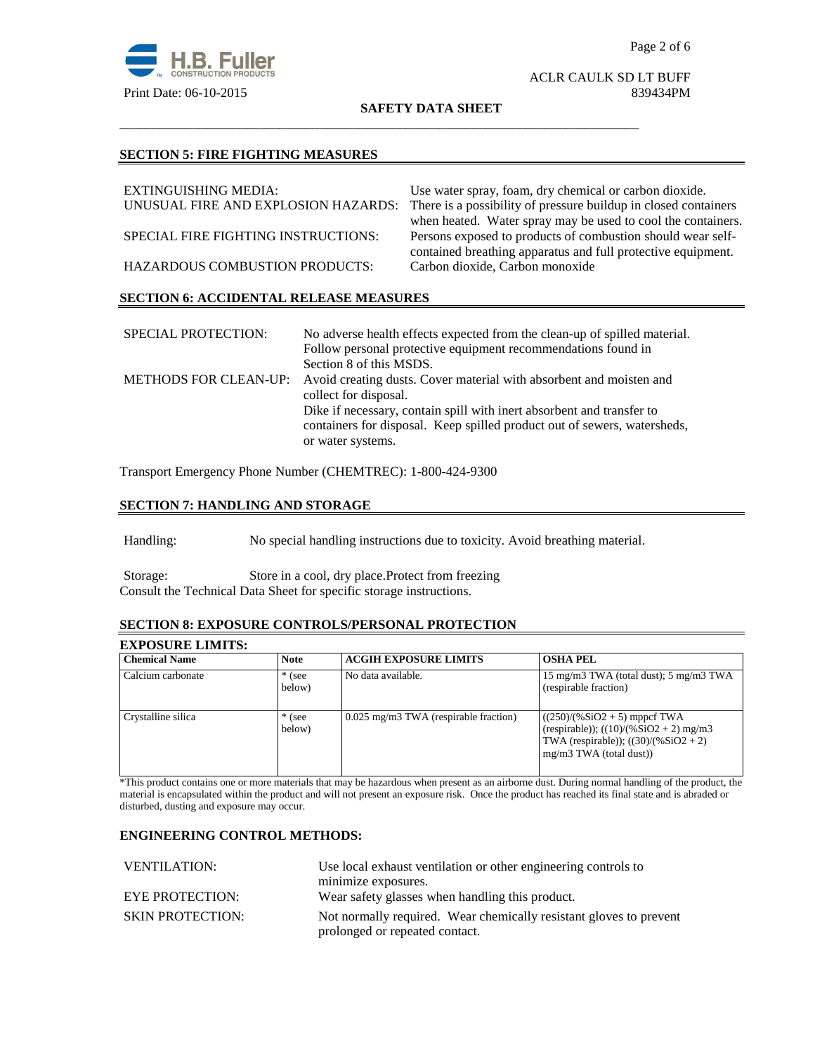## SECTION 5: FIRE FIGHTING MEASURES

| | |
|---|---|
| EXTINGUISHING MEDIA: | Use water spray, foam, dry chemical or carbon dioxide. |
| UNUSUAL FIRE AND EXPLOSION HAZARDS: | There is a possibility of pressure buildup in closed containers when heated. Water spray may be used to cool the containers. |
| SPECIAL FIRE FIGHTING INSTRUCTIONS: | Persons exposed to products of combustion should wear self-contained breathing apparatus and full protective equipment. |
| HAZARDOUS COMBUSTION PRODUCTS: | Carbon dioxide, Carbon monoxide |

## SECTION 6: ACCIDENTAL RELEASE MEASURES

| | |
|---|---|
| SPECIAL PROTECTION: | No adverse health effects expected from the clean-up of spilled material. Follow personal protective equipment recommendations found in Section 8 of this MSDS. |
| METHODS FOR CLEAN-UP: | Avoid creating dusts. Cover material with absorbent and moisten and collect for disposal. Dike if necessary, contain spill with inert absorbent and transfer to containers for disposal. Keep spilled product out of sewers, watersheds, or water systems. |

Transport Emergency Phone Number (CHEMTREC): 1-800-424-9300

## SECTION 7: HANDLING AND STORAGE

Handling: No special handling instructions due to toxicity. Avoid breathing material.

Storage: Store in a cool, dry place.Protect from freezing
Consult the Technical Data Sheet for specific storage instructions.

## SECTION 8: EXPOSURE CONTROLS/PERSONAL PROTECTION

### EXPOSURE LIMITS:

| Chemical Name | Note | ACGIH EXPOSURE LIMITS | OSHA PEL |
|---|---|---|---|
| Calcium carbonate | * (see below) | No data available. | 15 mg/m3 TWA (total dust); 5 mg/m3 TWA (respirable fraction) |
| Crystalline silica | * (see below) | 0.025 mg/m3 TWA (respirable fraction) | ((250)/(%SiO2 + 5) mppcf TWA (respirable)); ((10)/(%SiO2 + 2) mg/m3 TWA (respirable)); ((30)/(%SiO2 + 2) mg/m3 TWA (total dust)) |

*This product contains one or more materials that may be hazardous when present as an airborne dust. During normal handling of the product, the material is encapsulated within the product and will not present an exposure risk. Once the product has reached its final state and is abraded or disturbed, dusting and exposure may occur.

### ENGINEERING CONTROL METHODS:

| | |
|---|---|
| VENTILATION: | Use local exhaust ventilation or other engineering controls to minimize exposures. |
| EYE PROTECTION: | Wear safety glasses when handling this product. |
| SKIN PROTECTION: | Not normally required. Wear chemically resistant gloves to prevent prolonged or repeated contact. |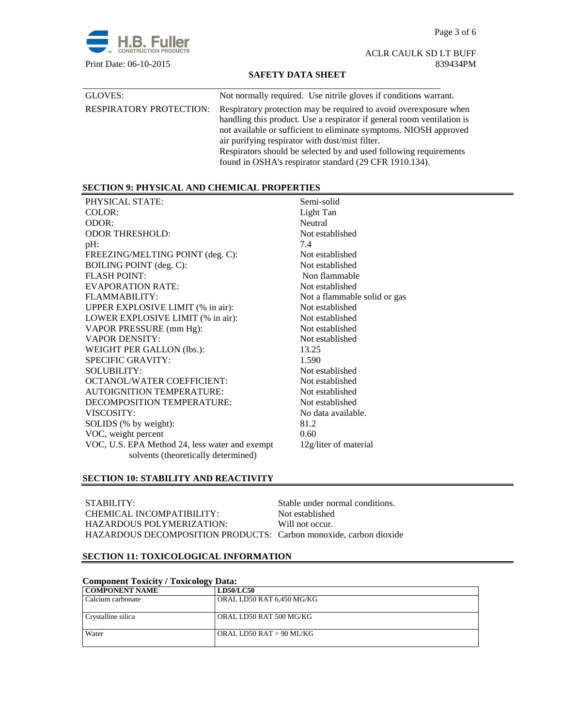| | |
|---|---|
| GLOVES: | Not normally required. Use nitrile gloves if conditions warrant. |
| RESPIRATORY PROTECTION: | Respiratory protection may be required to avoid overexposure when handling this product. Use a respirator if general room ventilation is not available or sufficient to eliminate symptoms. NIOSH approved air purifying respirator with dust/mist filter. Respirators should be selected by and used following requirements found in OSHA's respirator standard (29 CFR 1910.134). |

## SECTION 9: PHYSICAL AND CHEMICAL PROPERTIES

| | |
|---|---|
| PHYSICAL STATE: | Semi-solid |
| COLOR: | Light Tan |
| ODOR: | Neutral |
| ODOR THRESHOLD: | Not established |
| pH: | 7.4 |
| FREEZING/MELTING POINT (deg. C): | Not established |
| BOILING POINT (deg. C): | Not established |
| FLASH POINT: | Non flammable |
| EVAPORATION RATE: | Not established |
| FLAMMABILITY: | Not a flammable solid or gas |
| UPPER EXPLOSIVE LIMIT (% in air): | Not established |
| LOWER EXPLOSIVE LIMIT (% in air): | Not established |
| VAPOR PRESSURE (mm Hg): | Not established |
| VAPOR DENSITY: | Not established |
| WEIGHT PER GALLON (lbs.): | 13.25 |
| SPECIFIC GRAVITY: | 1.590 |
| SOLUBILITY: | Not established |
| OCTANOL/WATER COEFFICIENT: | Not established |
| AUTOIGNITION TEMPERATURE: | Not established |
| DECOMPOSITION TEMPERATURE: | Not established |
| VISCOSITY: | No data available. |
| SOLIDS (% by weight): | 81.2 |
| VOC, weight percent | 0.60 |
| VOC, U.S. EPA Method 24, less water and exempt solvents (theoretically determined) | 12g/liter of material |

## SECTION 10: STABILITY AND REACTIVITY

| | |
|---|---|
| STABILITY: | Stable under normal conditions. |
| CHEMICAL INCOMPATIBILITY: | Not established |
| HAZARDOUS POLYMERIZATION: | Will not occur. |
| HAZARDOUS DECOMPOSITION PRODUCTS: | Carbon monoxide, carbon dioxide |

## SECTION 11: TOXICOLOGICAL INFORMATION

**Component Toxicity / Toxicology Data:**

| COMPONENT NAME | LD50/LC50 |
|---|---|
| Calcium carbonate | ORAL LD50 RAT 6,450 MG/KG |
| Crystalline silica | ORAL LD50 RAT 500 MG/KG |
| Water | ORAL LD50 RAT > 90 ML/KG |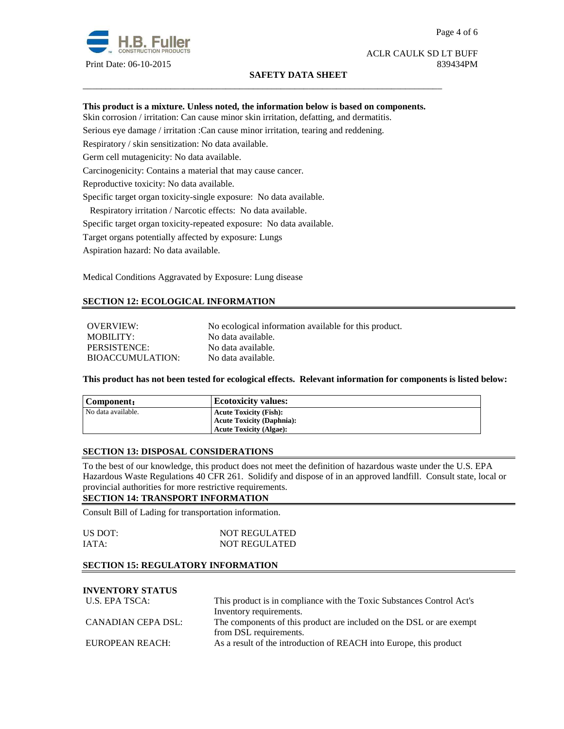**This product is a mixture. Unless noted, the information below is based on components.**

Skin corrosion / irritation: Can cause minor skin irritation, defatting, and dermatitis.

Serious eye damage / irritation :Can cause minor irritation, tearing and reddening.

Respiratory / skin sensitization: No data available.

Germ cell mutagenicity: No data available.

Carcinogenicity: Contains a material that may cause cancer.

Reproductive toxicity: No data available.

Specific target organ toxicity-single exposure: No data available.

Respiratory irritation / Narcotic effects: No data available.

Specific target organ toxicity-repeated exposure: No data available.

Target organs potentially affected by exposure: Lungs

Aspiration hazard: No data available.

Medical Conditions Aggravated by Exposure: Lung disease

## SECTION 12: ECOLOGICAL INFORMATION

| | |
|---|---|
| OVERVIEW: | No ecological information available for this product. |
| MOBILITY: | No data available. |
| PERSISTENCE: | No data available. |
| BIOACCUMULATION: | No data available. |

**This product has not been tested for ecological effects. Relevant information for components is listed below:**

| Component: | Ecotoxicity values: |
|---|---|
| No data available. | **Acute Toxicity (Fish):** <br> **Acute Toxicity (Daphnia):** <br> **Acute Toxicity (Algae):** |

## SECTION 13: DISPOSAL CONSIDERATIONS

To the best of our knowledge, this product does not meet the definition of hazardous waste under the U.S. EPA Hazardous Waste Regulations 40 CFR 261. Solidify and dispose of in an approved landfill. Consult state, local or provincial authorities for more restrictive requirements.

## SECTION 14: TRANSPORT INFORMATION

Consult Bill of Lading for transportation information.

| | |
|---|---|
| US DOT: | NOT REGULATED |
| IATA: | NOT REGULATED |

## SECTION 15: REGULATORY INFORMATION

**INVENTORY STATUS**

| | |
|---|---|
| U.S. EPA TSCA: | This product is in compliance with the Toxic Substances Control Act's Inventory requirements. |
| CANADIAN CEPA DSL: | The components of this product are included on the DSL or are exempt from DSL requirements. |
| EUROPEAN REACH: | As a result of the introduction of REACH into Europe, this product |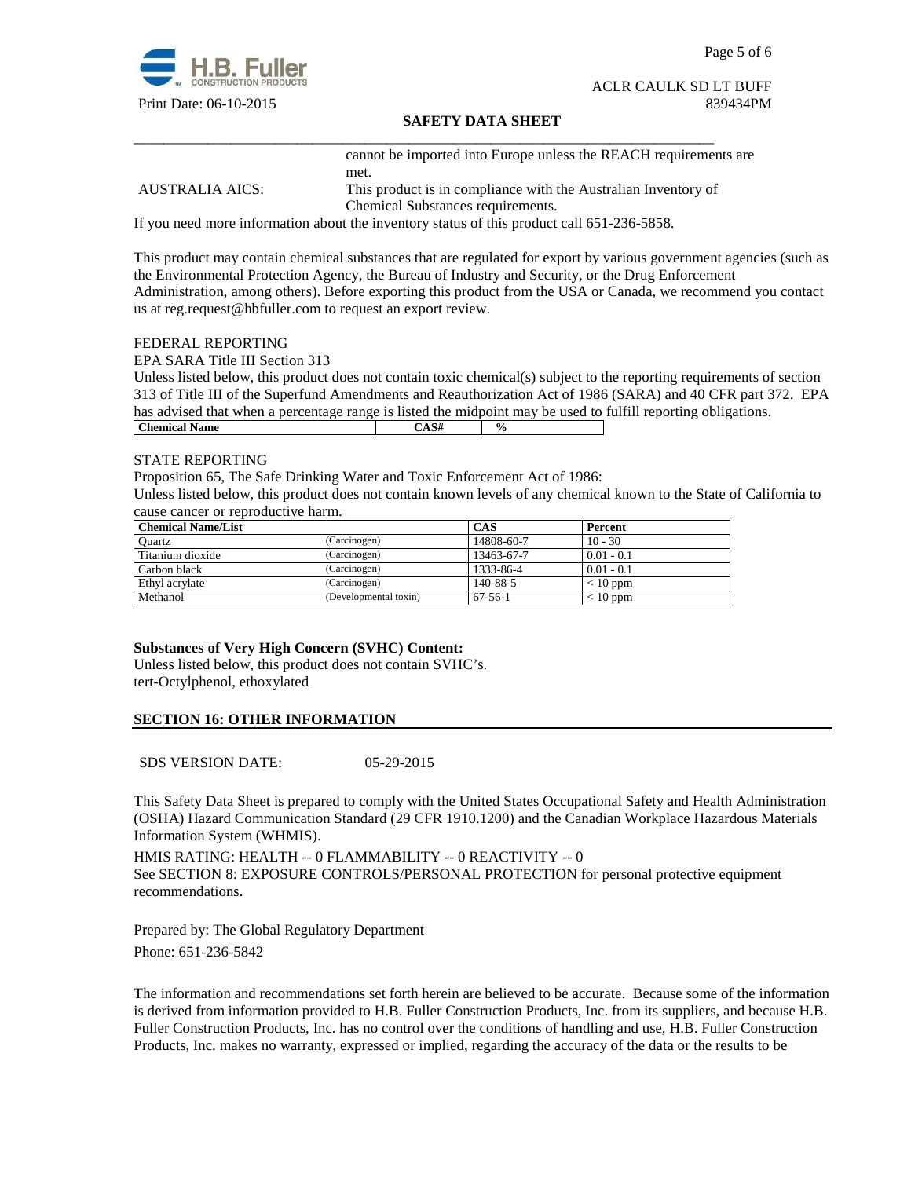cannot be imported into Europe unless the REACH requirements are met.

AUSTRALIA AICS: This product is in compliance with the Australian Inventory of Chemical Substances requirements.

If you need more information about the inventory status of this product call 651-236-5858.

This product may contain chemical substances that are regulated for export by various government agencies (such as the Environmental Protection Agency, the Bureau of Industry and Security, or the Drug Enforcement Administration, among others). Before exporting this product from the USA or Canada, we recommend you contact us at reg.request@hbfuller.com to request an export review.

FEDERAL REPORTING

EPA SARA Title III Section 313

Unless listed below, this product does not contain toxic chemical(s) subject to the reporting requirements of section 313 of Title III of the Superfund Amendments and Reauthorization Act of 1986 (SARA) and 40 CFR part 372. EPA has advised that when a percentage range is listed the midpoint may be used to fulfill reporting obligations.

| Chemical Name | CAS# | % |
|---|---|---|

STATE REPORTING

Proposition 65, The Safe Drinking Water and Toxic Enforcement Act of 1986:

Unless listed below, this product does not contain known levels of any chemical known to the State of California to cause cancer or reproductive harm.

| Chemical Name/List | | CAS | Percent |
|---|---|---|---|
| Quartz | (Carcinogen) | 14808-60-7 | 10 - 30 |
| Titanium dioxide | (Carcinogen) | 13463-67-7 | 0.01 - 0.1 |
| Carbon black | (Carcinogen) | 1333-86-4 | 0.01 - 0.1 |
| Ethyl acrylate | (Carcinogen) | 140-88-5 | < 10 ppm |
| Methanol | (Developmental toxin) | 67-56-1 | < 10 ppm |

**Substances of Very High Concern (SVHC) Content:**

Unless listed below, this product does not contain SVHC's.

tert-Octylphenol, ethoxylated

## SECTION 16: OTHER INFORMATION

SDS VERSION DATE: 05-29-2015

This Safety Data Sheet is prepared to comply with the United States Occupational Safety and Health Administration (OSHA) Hazard Communication Standard (29 CFR 1910.1200) and the Canadian Workplace Hazardous Materials Information System (WHMIS).

HMIS RATING: HEALTH -- 0 FLAMMABILITY -- 0 REACTIVITY -- 0

See SECTION 8: EXPOSURE CONTROLS/PERSONAL PROTECTION for personal protective equipment recommendations.

Prepared by: The Global Regulatory Department

Phone: 651-236-5842

The information and recommendations set forth herein are believed to be accurate. Because some of the information is derived from information provided to H.B. Fuller Construction Products, Inc. from its suppliers, and because H.B. Fuller Construction Products, Inc. has no control over the conditions of handling and use, H.B. Fuller Construction Products, Inc. makes no warranty, expressed or implied, regarding the accuracy of the data or the results to be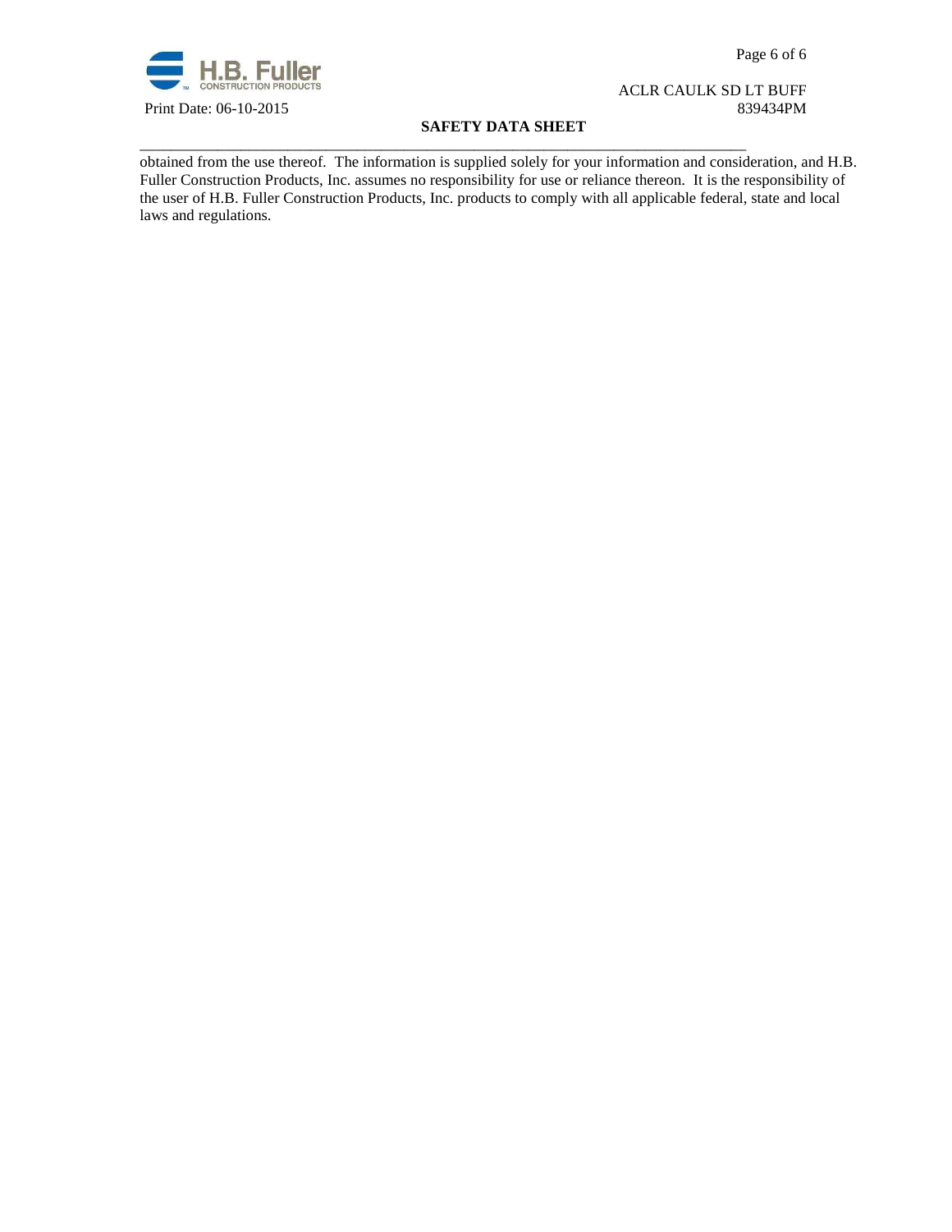obtained from the use thereof. The information is supplied solely for your information and consideration, and H.B. Fuller Construction Products, Inc. assumes no responsibility for use or reliance thereon. It is the responsibility of the user of H.B. Fuller Construction Products, Inc. products to comply with all applicable federal, state and local laws and regulations.